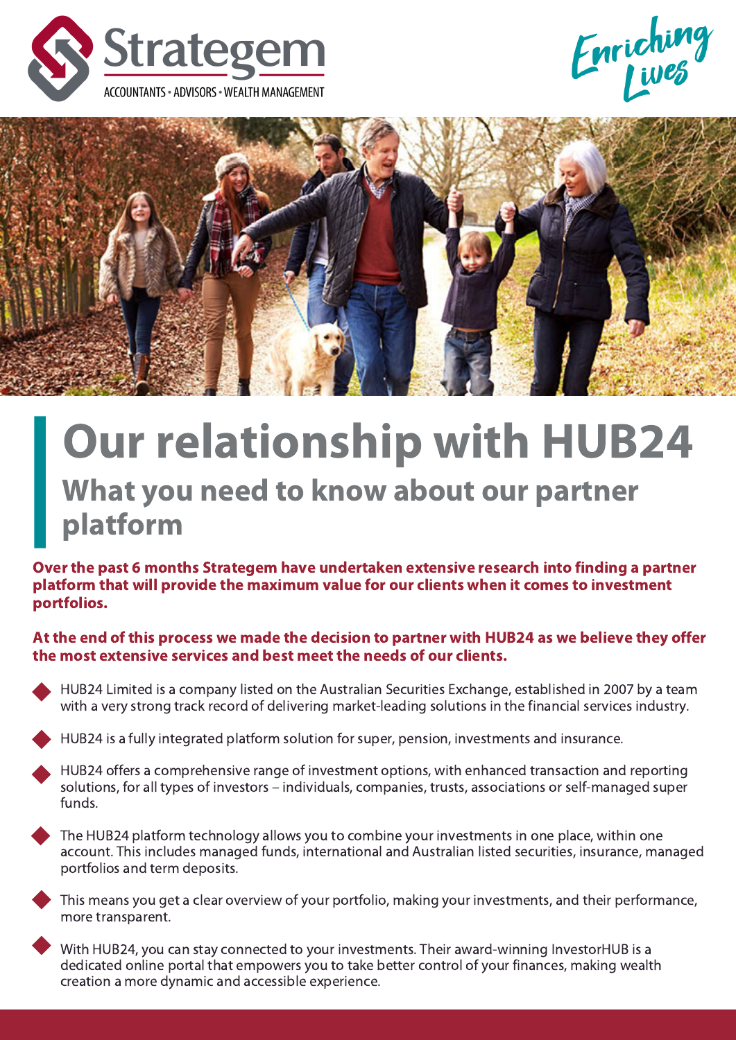Strategem

ACCOUNTANTS • ADVISORS • WEALTH MANAGEMENT

Enriching Lives

# Our relationship with HUB24

## What you need to know about our partner platform

**Over the past 6 months Strategem have undertaken extensive research into finding a partner platform that will provide the maximum value for our clients when it comes to investment portfolios.**

**At the end of this process we made the decision to partner with HUB24 as we believe they offer the most extensive services and best meet the needs of our clients.**

- HUB24 Limited is a company listed on the Australian Securities Exchange, established in 2007 by a team with a very strong track record of delivering market-leading solutions in the financial services industry.
- HUB24 is a fully integrated platform solution for super, pension, investments and insurance.
- HUB24 offers a comprehensive range of investment options, with enhanced transaction and reporting solutions, for all types of investors – individuals, companies, trusts, associations or self-managed super funds.
- The HUB24 platform technology allows you to combine your investments in one place, within one account. This includes managed funds, international and Australian listed securities, insurance, managed portfolios and term deposits.
- This means you get a clear overview of your portfolio, making your investments, and their performance, more transparent.
- With HUB24, you can stay connected to your investments. Their award-winning InvestorHUB is a dedicated online portal that empowers you to take better control of your finances, making wealth creation a more dynamic and accessible experience.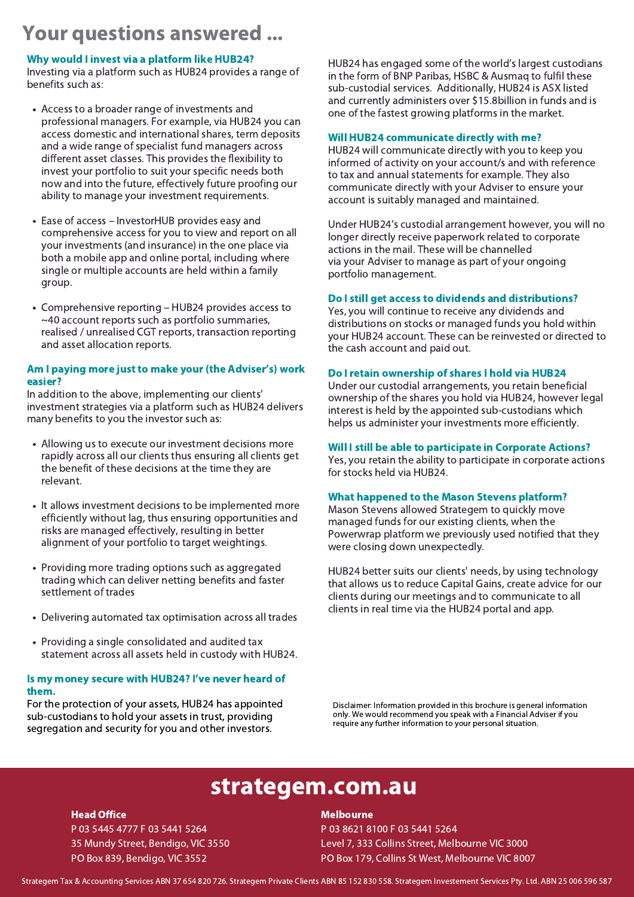# Your questions answered ...

### Why would I invest via a platform like HUB24?

Investing via a platform such as HUB24 provides a range of benefits such as:

- Access to a broader range of investments and professional managers. For example, via HUB24 you can access domestic and international shares, term deposits and a wide range of specialist fund managers across different asset classes. This provides the flexibility to invest your portfolio to suit your specific needs both now and into the future, effectively future proofing our ability to manage your investment requirements.
- Ease of access – InvestorHUB provides easy and comprehensive access for you to view and report on all your investments (and insurance) in the one place via both a mobile app and online portal, including where single or multiple accounts are held within a family group.
- Comprehensive reporting – HUB24 provides access to ~40 account reports such as portfolio summaries, realised / unrealised CGT reports, transaction reporting and asset allocation reports.

### Am I paying more just to make your (the Adviser's) work easier?

In addition to the above, implementing our clients' investment strategies via a platform such as HUB24 delivers many benefits to you the investor such as:

- Allowing us to execute our investment decisions more rapidly across all our clients thus ensuring all clients get the benefit of these decisions at the time they are relevant.
- It allows investment decisions to be implemented more efficiently without lag, thus ensuring opportunities and risks are managed effectively, resulting in better alignment of your portfolio to target weightings.
- Providing more trading options such as aggregated trading which can deliver netting benefits and faster settlement of trades
- Delivering automated tax optimisation across all trades
- Providing a single consolidated and audited tax statement across all assets held in custody with HUB24.

### Is my money secure with HUB24? I've never heard of them.

For the protection of your assets, HUB24 has appointed sub-custodians to hold your assets in trust, providing segregation and security for you and other investors.

HUB24 has engaged some of the world's largest custodians in the form of BNP Paribas, HSBC & Ausmaq to fulfil these sub-custodial services. Additionally, HUB24 is ASX listed and currently administers over $15.8billion in funds and is one of the fastest growing platforms in the market.

### Will HUB24 communicate directly with me?

HUB24 will communicate directly with you to keep you informed of activity on your account/s and with reference to tax and annual statements for example. They also communicate directly with your Adviser to ensure your account is suitably managed and maintained.

Under HUB24's custodial arrangement however, you will no longer directly receive paperwork related to corporate actions in the mail. These will be channelled via your Adviser to manage as part of your ongoing portfolio management.

### Do I still get access to dividends and distributions?

Yes, you will continue to receive any dividends and distributions on stocks or managed funds you hold within your HUB24 account. These can be reinvested or directed to the cash account and paid out.

### Do I retain ownership of shares I hold via HUB24

Under our custodial arrangements, you retain beneficial ownership of the shares you hold via HUB24, however legal interest is held by the appointed sub-custodians which helps us administer your investments more efficiently.

### Will I still be able to participate in Corporate Actions?

Yes, you retain the ability to participate in corporate actions for stocks held via HUB24.

### What happened to the Mason Stevens platform?

Mason Stevens allowed Strategem to quickly move managed funds for our existing clients, when the Powerwrap platform we previously used notified that they were closing down unexpectedly.

HUB24 better suits our clients' needs, by using technology that allows us to reduce Capital Gains, create advice for our clients during our meetings and to communicate to all clients in real time via the HUB24 portal and app.

Disclaimer: Information provided in this brochure is general information only. We would recommend you speak with a Financial Adviser if you require any further information to your personal situation.

## strategem.com.au

**Head Office**
P 03 5445 4777 F 03 5441 5264
35 Mundy Street, Bendigo, VIC 3550
PO Box 839, Bendigo, VIC 3552

**Melbourne**
P 03 8621 8100 F 03 5441 5264
Level 7, 333 Collins Street, Melbourne VIC 3000
PO Box 179, Collins St West, Melbourne VIC 8007

Strategem Tax & Accounting Services ABN 37 654 820 726. Strategem Private Clients ABN 85 152 830 558. Strategem Investement Services Pty. Ltd. ABN 25 006 596 587